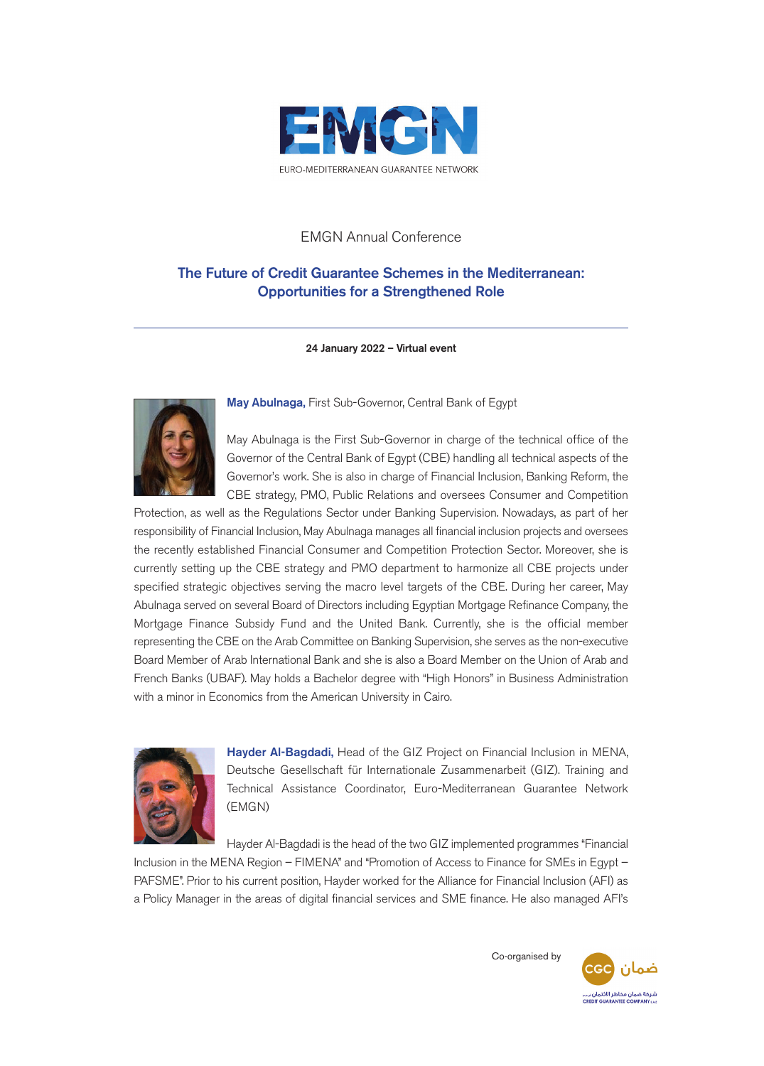EMGN

EURO-MEDITERRANEAN GUARANTEE NETWORK

EMGN Annual Conference

# The Future of Credit Guarantee Schemes in the Mediterranean: Opportunities for a Strengthened Role

**24 January 2022 – Virtual event**

**May Abulnaga,** First Sub-Governor, Central Bank of Egypt

May Abulnaga is the First Sub-Governor in charge of the technical office of the Governor of the Central Bank of Egypt (CBE) handling all technical aspects of the Governor's work. She is also in charge of Financial Inclusion, Banking Reform, the CBE strategy, PMO, Public Relations and oversees Consumer and Competition Protection, as well as the Regulations Sector under Banking Supervision. Nowadays, as part of her responsibility of Financial Inclusion, May Abulnaga manages all financial inclusion projects and oversees the recently established Financial Consumer and Competition Protection Sector. Moreover, she is currently setting up the CBE strategy and PMO department to harmonize all CBE projects under specified strategic objectives serving the macro level targets of the CBE. During her career, May Abulnaga served on several Board of Directors including Egyptian Mortgage Refinance Company, the Mortgage Finance Subsidy Fund and the United Bank. Currently, she is the official member representing the CBE on the Arab Committee on Banking Supervision, she serves as the non-executive Board Member of Arab International Bank and she is also a Board Member on the Union of Arab and French Banks (UBAF). May holds a Bachelor degree with "High Honors" in Business Administration with a minor in Economics from the American University in Cairo.

**Hayder Al-Bagdadi,** Head of the GIZ Project on Financial Inclusion in MENA, Deutsche Gesellschaft für Internationale Zusammenarbeit (GIZ). Training and Technical Assistance Coordinator, Euro-Mediterranean Guarantee Network (EMGN)

Hayder Al-Bagdadi is the head of the two GIZ implemented programmes "Financial Inclusion in the MENA Region – FIMENA" and "Promotion of Access to Finance for SMEs in Egypt – PAFSME". Prior to his current position, Hayder worked for the Alliance for Financial Inclusion (AFI) as a Policy Manager in the areas of digital financial services and SME finance. He also managed AFI's

Co-organised by CGC ضمان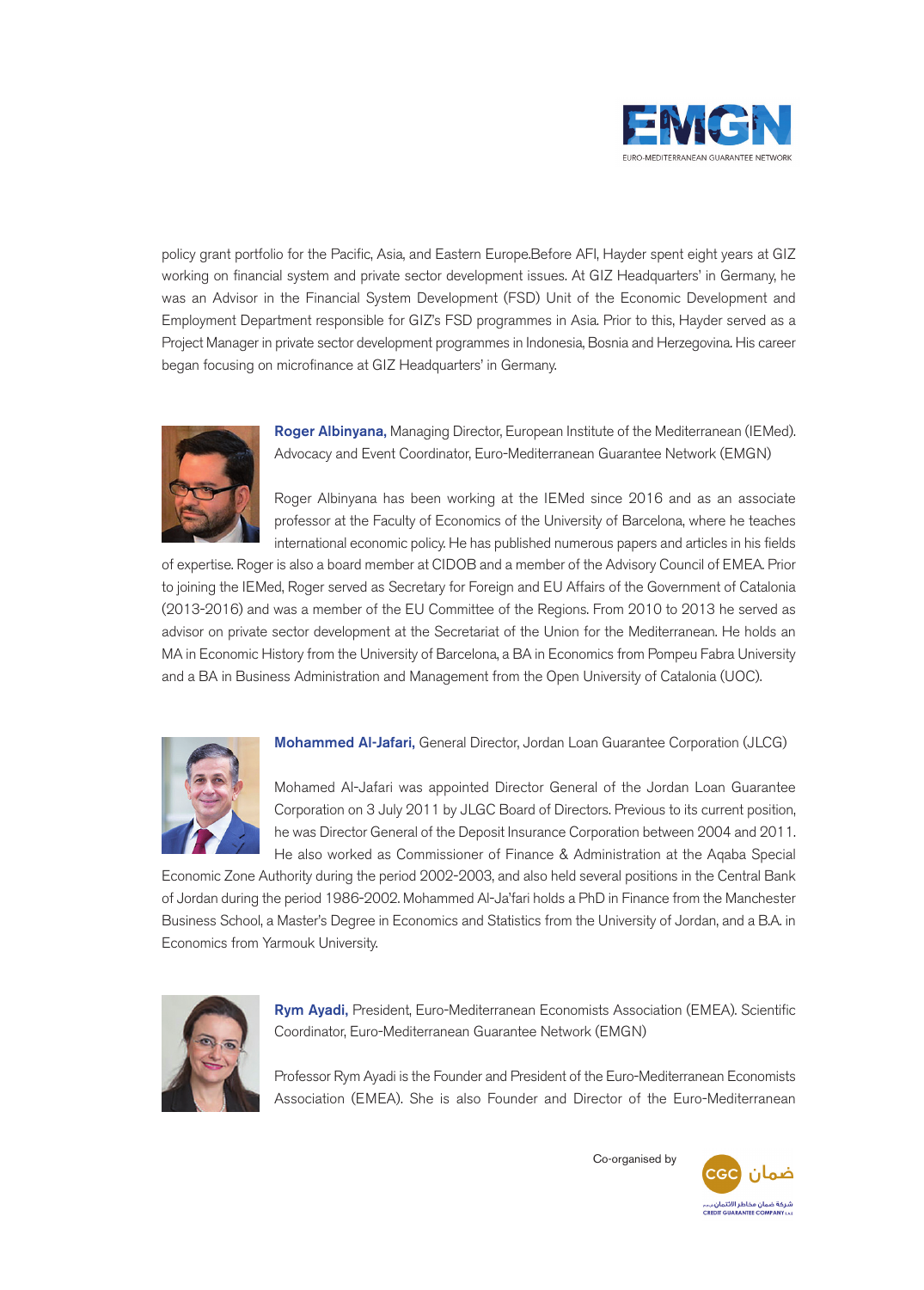policy grant portfolio for the Pacific, Asia, and Eastern Europe.Before AFI, Hayder spent eight years at GIZ working on financial system and private sector development issues. At GIZ Headquarters' in Germany, he was an Advisor in the Financial System Development (FSD) Unit of the Economic Development and Employment Department responsible for GIZ's FSD programmes in Asia. Prior to this, Hayder served as a Project Manager in private sector development programmes in Indonesia, Bosnia and Herzegovina. His career began focusing on microfinance at GIZ Headquarters' in Germany.

**Roger Albinyana,** Managing Director, European Institute of the Mediterranean (IEMed). Advocacy and Event Coordinator, Euro-Mediterranean Guarantee Network (EMGN)

Roger Albinyana has been working at the IEMed since 2016 and as an associate professor at the Faculty of Economics of the University of Barcelona, where he teaches international economic policy. He has published numerous papers and articles in his fields of expertise. Roger is also a board member at CIDOB and a member of the Advisory Council of EMEA. Prior to joining the IEMed, Roger served as Secretary for Foreign and EU Affairs of the Government of Catalonia (2013-2016) and was a member of the EU Committee of the Regions. From 2010 to 2013 he served as advisor on private sector development at the Secretariat of the Union for the Mediterranean. He holds an MA in Economic History from the University of Barcelona, a BA in Economics from Pompeu Fabra University and a BA in Business Administration and Management from the Open University of Catalonia (UOC).

**Mohammed Al-Jafari,** General Director, Jordan Loan Guarantee Corporation (JLCG)

Mohamed Al-Jafari was appointed Director General of the Jordan Loan Guarantee Corporation on 3 July 2011 by JLGC Board of Directors. Previous to its current position, he was Director General of the Deposit Insurance Corporation between 2004 and 2011. He also worked as Commissioner of Finance & Administration at the Aqaba Special Economic Zone Authority during the period 2002-2003, and also held several positions in the Central Bank of Jordan during the period 1986-2002. Mohammed Al-Ja'fari holds a PhD in Finance from the Manchester Business School, a Master's Degree in Economics and Statistics from the University of Jordan, and a B.A. in Economics from Yarmouk University.

**Rym Ayadi,** President, Euro-Mediterranean Economists Association (EMEA). Scientific Coordinator, Euro-Mediterranean Guarantee Network (EMGN)

Professor Rym Ayadi is the Founder and President of the Euro-Mediterranean Economists Association (EMEA). She is also Founder and Director of the Euro-Mediterranean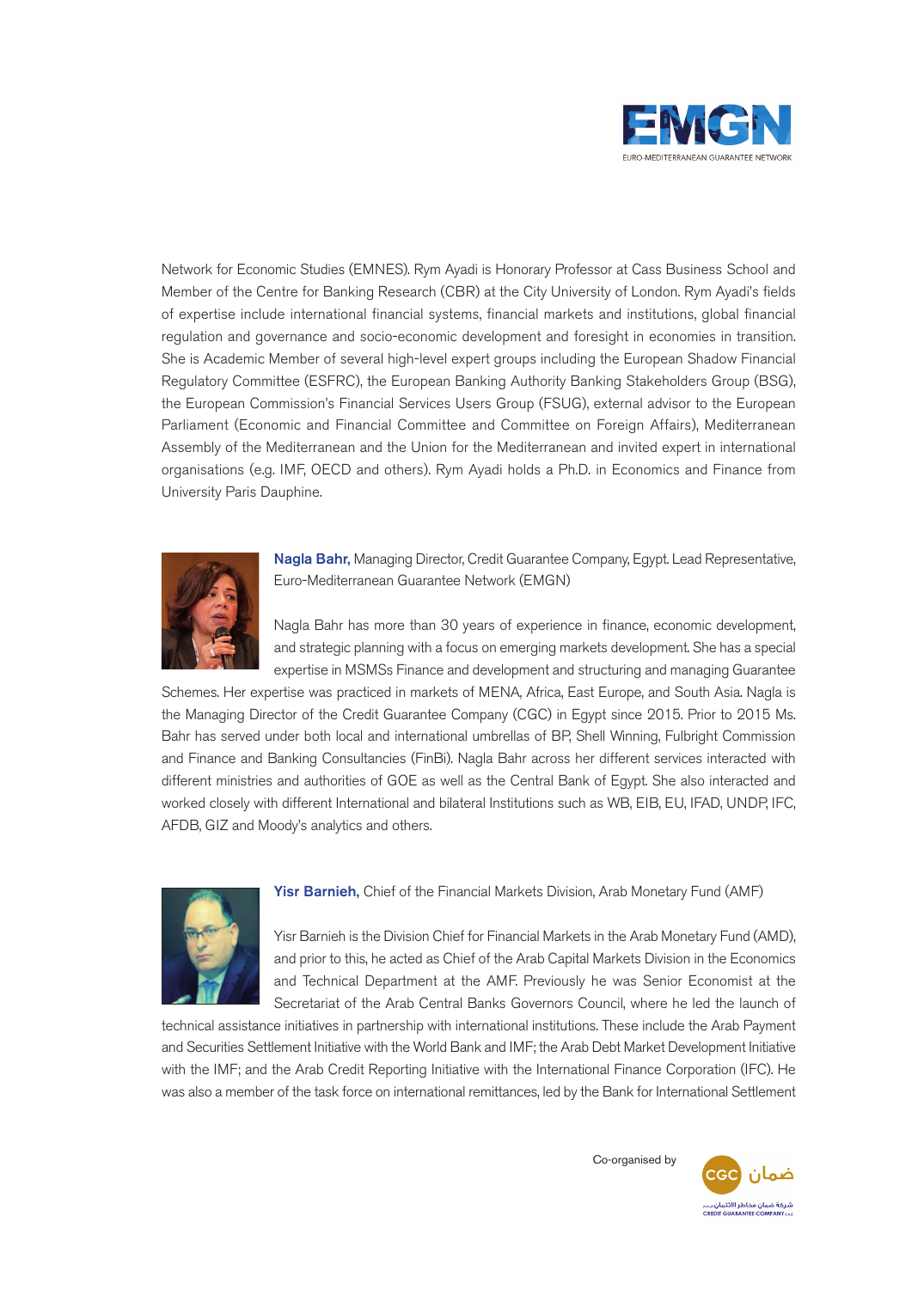Network for Economic Studies (EMNES). Rym Ayadi is Honorary Professor at Cass Business School and Member of the Centre for Banking Research (CBR) at the City University of London. Rym Ayadi's fields of expertise include international financial systems, financial markets and institutions, global financial regulation and governance and socio-economic development and foresight in economies in transition. She is Academic Member of several high-level expert groups including the European Shadow Financial Regulatory Committee (ESFRC), the European Banking Authority Banking Stakeholders Group (BSG), the European Commission's Financial Services Users Group (FSUG), external advisor to the European Parliament (Economic and Financial Committee and Committee on Foreign Affairs), Mediterranean Assembly of the Mediterranean and the Union for the Mediterranean and invited expert in international organisations (e.g. IMF, OECD and others). Rym Ayadi holds a Ph.D. in Economics and Finance from University Paris Dauphine.

**Nagla Bahr,** Managing Director, Credit Guarantee Company, Egypt. Lead Representative, Euro-Mediterranean Guarantee Network (EMGN)

Nagla Bahr has more than 30 years of experience in finance, economic development, and strategic planning with a focus on emerging markets development. She has a special expertise in MSMSs Finance and development and structuring and managing Guarantee Schemes. Her expertise was practiced in markets of MENA, Africa, East Europe, and South Asia. Nagla is the Managing Director of the Credit Guarantee Company (CGC) in Egypt since 2015. Prior to 2015 Ms. Bahr has served under both local and international umbrellas of BP, Shell Winning, Fulbright Commission and Finance and Banking Consultancies (FinBi). Nagla Bahr across her different services interacted with different ministries and authorities of GOE as well as the Central Bank of Egypt. She also interacted and worked closely with different International and bilateral Institutions such as WB, EIB, EU, IFAD, UNDP, IFC, AFDB, GIZ and Moody's analytics and others.

**Yisr Barnieh,** Chief of the Financial Markets Division, Arab Monetary Fund (AMF)

Yisr Barnieh is the Division Chief for Financial Markets in the Arab Monetary Fund (AMD), and prior to this, he acted as Chief of the Arab Capital Markets Division in the Economics and Technical Department at the AMF. Previously he was Senior Economist at the Secretariat of the Arab Central Banks Governors Council, where he led the launch of technical assistance initiatives in partnership with international institutions. These include the Arab Payment and Securities Settlement Initiative with the World Bank and IMF; the Arab Debt Market Development Initiative with the IMF; and the Arab Credit Reporting Initiative with the International Finance Corporation (IFC). He was also a member of the task force on international remittances, led by the Bank for International Settlement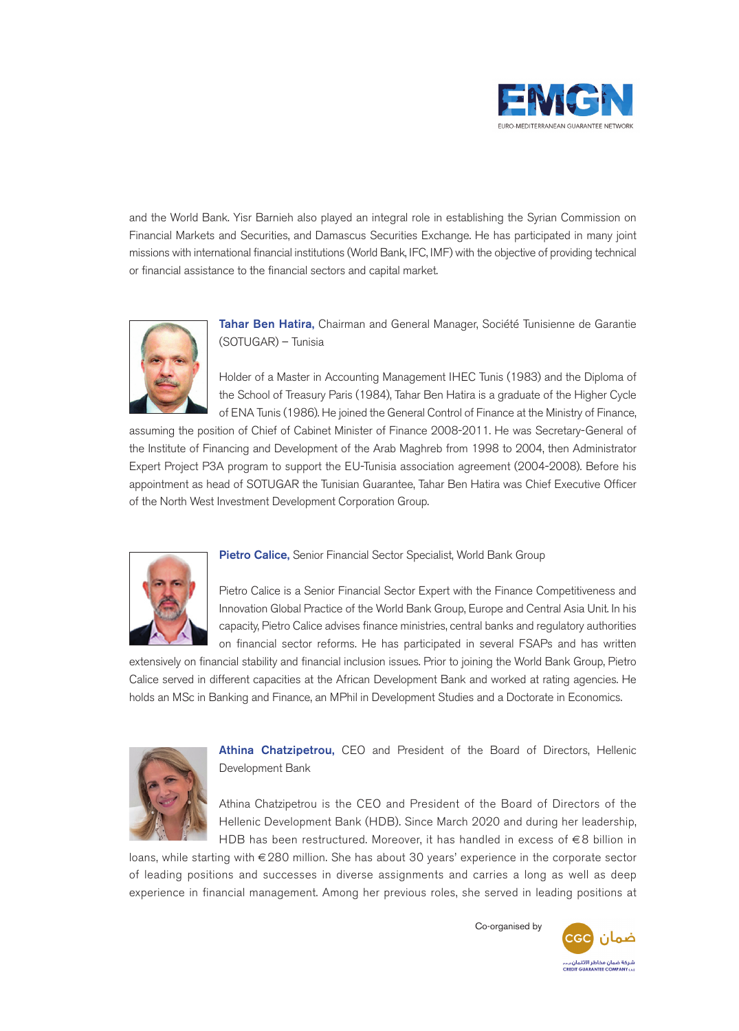and the World Bank. Yisr Barnieh also played an integral role in establishing the Syrian Commission on Financial Markets and Securities, and Damascus Securities Exchange. He has participated in many joint missions with international financial institutions (World Bank, IFC, IMF) with the objective of providing technical or financial assistance to the financial sectors and capital market.

**Tahar Ben Hatira,** Chairman and General Manager, Société Tunisienne de Garantie (SOTUGAR) – Tunisia

Holder of a Master in Accounting Management IHEC Tunis (1983) and the Diploma of the School of Treasury Paris (1984), Tahar Ben Hatira is a graduate of the Higher Cycle of ENA Tunis (1986). He joined the General Control of Finance at the Ministry of Finance, assuming the position of Chief of Cabinet Minister of Finance 2008-2011. He was Secretary-General of the Institute of Financing and Development of the Arab Maghreb from 1998 to 2004, then Administrator Expert Project P3A program to support the EU-Tunisia association agreement (2004-2008). Before his appointment as head of SOTUGAR the Tunisian Guarantee, Tahar Ben Hatira was Chief Executive Officer of the North West Investment Development Corporation Group.

**Pietro Calice,** Senior Financial Sector Specialist, World Bank Group

Pietro Calice is a Senior Financial Sector Expert with the Finance Competitiveness and Innovation Global Practice of the World Bank Group, Europe and Central Asia Unit. In his capacity, Pietro Calice advises finance ministries, central banks and regulatory authorities on financial sector reforms. He has participated in several FSAPs and has written extensively on financial stability and financial inclusion issues. Prior to joining the World Bank Group, Pietro Calice served in different capacities at the African Development Bank and worked at rating agencies. He holds an MSc in Banking and Finance, an MPhil in Development Studies and a Doctorate in Economics.

**Athina Chatzipetrou,** CEO and President of the Board of Directors, Hellenic Development Bank

Athina Chatzipetrou is the CEO and President of the Board of Directors of the Hellenic Development Bank (HDB). Since March 2020 and during her leadership, HDB has been restructured. Moreover, it has handled in excess of €8 billion in loans, while starting with €280 million. She has about 30 years' experience in the corporate sector of leading positions and successes in diverse assignments and carries a long as well as deep experience in financial management. Among her previous roles, she served in leading positions at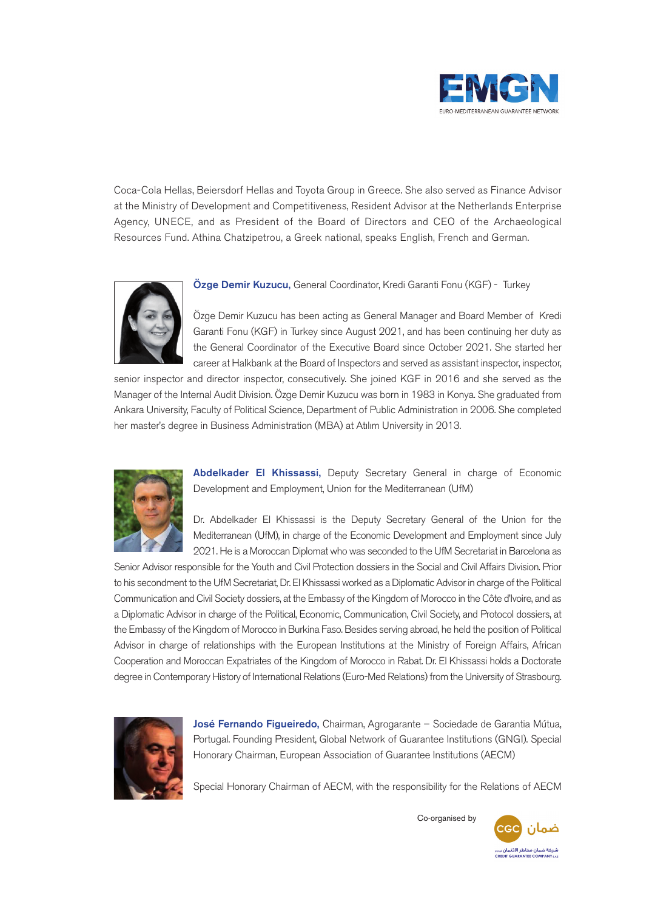Coca-Cola Hellas, Beiersdorf Hellas and Toyota Group in Greece. She also served as Finance Advisor at the Ministry of Development and Competitiveness, Resident Advisor at the Netherlands Enterprise Agency, UNECE, and as President of the Board of Directors and CEO of the Archaeological Resources Fund. Athina Chatzipetrou, a Greek national, speaks English, French and German.

**Özge Demir Kuzucu,** General Coordinator, Kredi Garanti Fonu (KGF) - Turkey

Özge Demir Kuzucu has been acting as General Manager and Board Member of Kredi Garanti Fonu (KGF) in Turkey since August 2021, and has been continuing her duty as the General Coordinator of the Executive Board since October 2021. She started her career at Halkbank at the Board of Inspectors and served as assistant inspector, inspector, senior inspector and director inspector, consecutively. She joined KGF in 2016 and she served as the Manager of the Internal Audit Division. Özge Demir Kuzucu was born in 1983 in Konya. She graduated from Ankara University, Faculty of Political Science, Department of Public Administration in 2006. She completed her master's degree in Business Administration (MBA) at Atılım University in 2013.

**Abdelkader El Khissassi,** Deputy Secretary General in charge of Economic Development and Employment, Union for the Mediterranean (UfM)

Dr. Abdelkader El Khissassi is the Deputy Secretary General of the Union for the Mediterranean (UfM), in charge of the Economic Development and Employment since July 2021. He is a Moroccan Diplomat who was seconded to the UfM Secretariat in Barcelona as Senior Advisor responsible for the Youth and Civil Protection dossiers in the Social and Civil Affairs Division. Prior to his secondment to the UfM Secretariat, Dr. El Khissassi worked as a Diplomatic Advisor in charge of the Political Communication and Civil Society dossiers, at the Embassy of the Kingdom of Morocco in the Côte d'Ivoire, and as a Diplomatic Advisor in charge of the Political, Economic, Communication, Civil Society, and Protocol dossiers, at the Embassy of the Kingdom of Morocco in Burkina Faso. Besides serving abroad, he held the position of Political Advisor in charge of relationships with the European Institutions at the Ministry of Foreign Affairs, African Cooperation and Moroccan Expatriates of the Kingdom of Morocco in Rabat. Dr. El Khissassi holds a Doctorate degree in Contemporary History of International Relations (Euro-Med Relations) from the University of Strasbourg.

**José Fernando Figueiredo,** Chairman, Agrogarante – Sociedade de Garantia Mútua, Portugal. Founding President, Global Network of Guarantee Institutions (GNGI). Special Honorary Chairman, European Association of Guarantee Institutions (AECM)

Special Honorary Chairman of AECM, with the responsibility for the Relations of AECM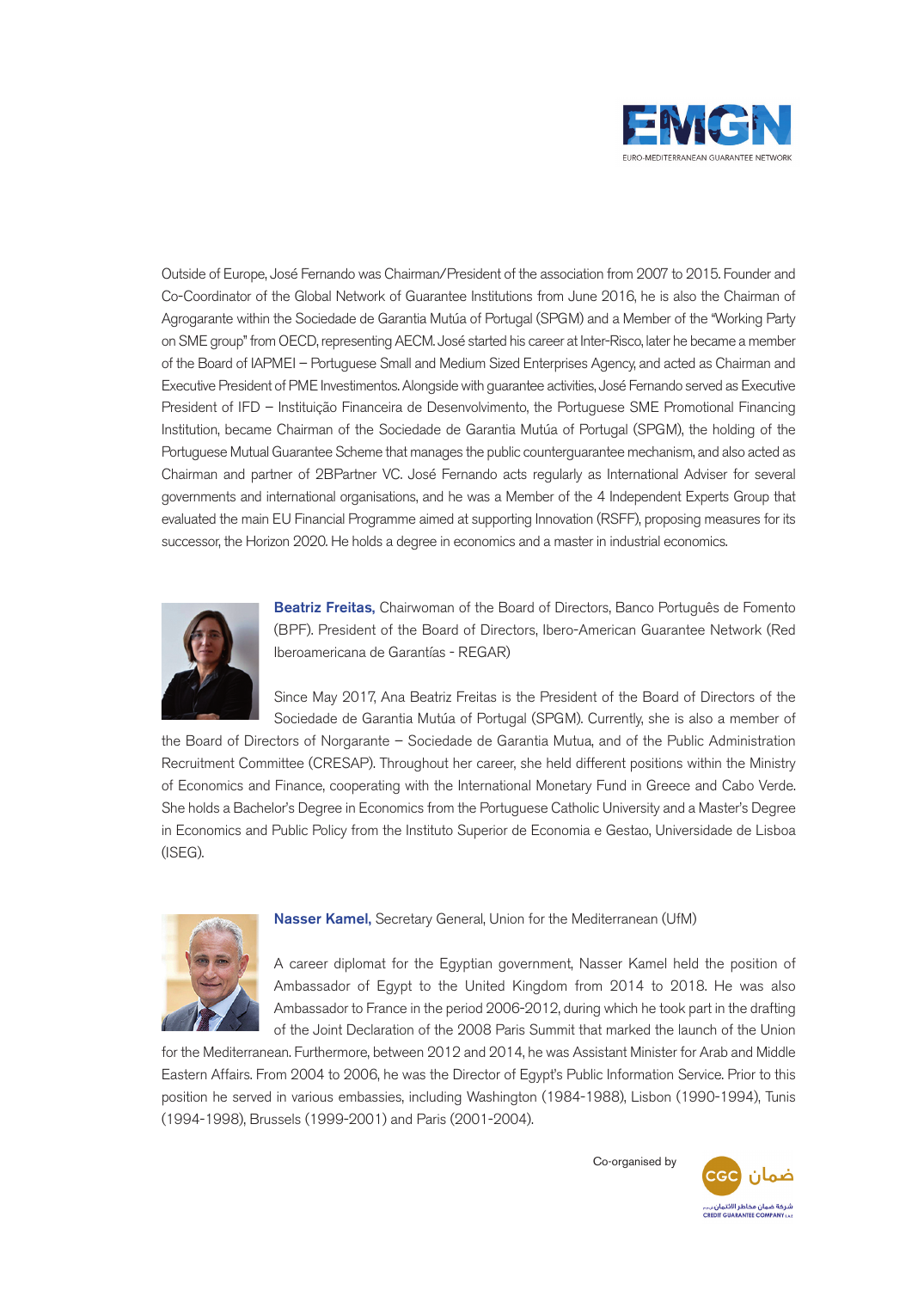Outside of Europe, José Fernando was Chairman/President of the association from 2007 to 2015. Founder and Co-Coordinator of the Global Network of Guarantee Institutions from June 2016, he is also the Chairman of Agrogarante within the Sociedade de Garantia Mutúa of Portugal (SPGM) and a Member of the "Working Party on SME group" from OECD, representing AECM. José started his career at Inter-Risco, later he became a member of the Board of IAPMEI – Portuguese Small and Medium Sized Enterprises Agency, and acted as Chairman and Executive President of PME Investimentos. Alongside with guarantee activities, José Fernando served as Executive President of IFD – Instituição Financeira de Desenvolvimento, the Portuguese SME Promotional Financing Institution, became Chairman of the Sociedade de Garantia Mutúa of Portugal (SPGM), the holding of the Portuguese Mutual Guarantee Scheme that manages the public counterguarantee mechanism, and also acted as Chairman and partner of 2BPartner VC. José Fernando acts regularly as International Adviser for several governments and international organisations, and he was a Member of the 4 Independent Experts Group that evaluated the main EU Financial Programme aimed at supporting Innovation (RSFF), proposing measures for its successor, the Horizon 2020. He holds a degree in economics and a master in industrial economics.

**Beatriz Freitas,** Chairwoman of the Board of Directors, Banco Português de Fomento (BPF). President of the Board of Directors, Ibero-American Guarantee Network (Red Iberoamericana de Garantías - REGAR)

Since May 2017, Ana Beatriz Freitas is the President of the Board of Directors of the Sociedade de Garantia Mutúa of Portugal (SPGM). Currently, she is also a member of the Board of Directors of Norgarante – Sociedade de Garantia Mutua, and of the Public Administration Recruitment Committee (CRESAP). Throughout her career, she held different positions within the Ministry of Economics and Finance, cooperating with the International Monetary Fund in Greece and Cabo Verde. She holds a Bachelor's Degree in Economics from the Portuguese Catholic University and a Master's Degree in Economics and Public Policy from the Instituto Superior de Economia e Gestao, Universidade de Lisboa (ISEG).

**Nasser Kamel,** Secretary General, Union for the Mediterranean (UfM)

A career diplomat for the Egyptian government, Nasser Kamel held the position of Ambassador of Egypt to the United Kingdom from 2014 to 2018. He was also Ambassador to France in the period 2006-2012, during which he took part in the drafting of the Joint Declaration of the 2008 Paris Summit that marked the launch of the Union for the Mediterranean. Furthermore, between 2012 and 2014, he was Assistant Minister for Arab and Middle Eastern Affairs. From 2004 to 2006, he was the Director of Egypt's Public Information Service. Prior to this position he served in various embassies, including Washington (1984-1988), Lisbon (1990-1994), Tunis (1994-1998), Brussels (1999-2001) and Paris (2001-2004).

Co-organised by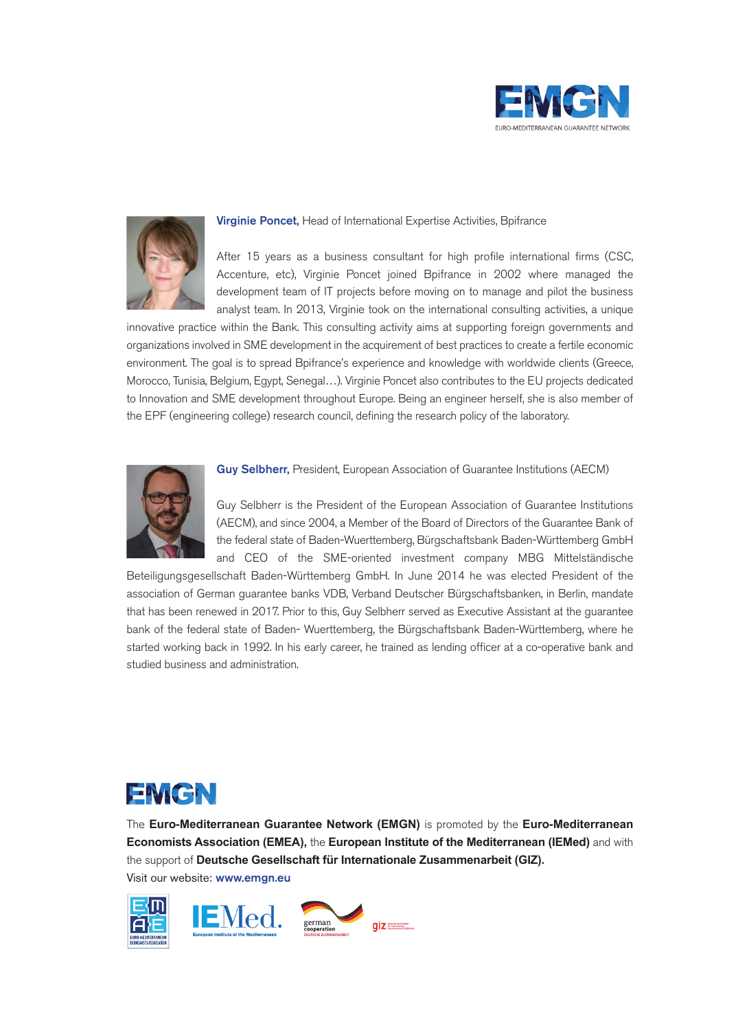EMGN
EURO-MEDITERRANEAN GUARANTEE NETWORK

**Virginie Poncet,** Head of International Expertise Activities, Bpifrance

After 15 years as a business consultant for high profile international firms (CSC, Accenture, etc), Virginie Poncet joined Bpifrance in 2002 where managed the development team of IT projects before moving on to manage and pilot the business analyst team. In 2013, Virginie took on the international consulting activities, a unique innovative practice within the Bank. This consulting activity aims at supporting foreign governments and organizations involved in SME development in the acquirement of best practices to create a fertile economic environment. The goal is to spread Bpifrance's experience and knowledge with worldwide clients (Greece, Morocco, Tunisia, Belgium, Egypt, Senegal…). Virginie Poncet also contributes to the EU projects dedicated to Innovation and SME development throughout Europe. Being an engineer herself, she is also member of the EPF (engineering college) research council, defining the research policy of the laboratory.

**Guy Selbherr,** President, European Association of Guarantee Institutions (AECM)

Guy Selbherr is the President of the European Association of Guarantee Institutions (AECM), and since 2004, a Member of the Board of Directors of the Guarantee Bank of the federal state of Baden-Wuerttemberg, Bürgschaftsbank Baden-Württemberg GmbH and CEO of the SME-oriented investment company MBG Mittelständische Beteiligungsgesellschaft Baden-Württemberg GmbH. In June 2014 he was elected President of the association of German guarantee banks VDB, Verband Deutscher Bürgschaftsbanken, in Berlin, mandate that has been renewed in 2017. Prior to this, Guy Selbherr served as Executive Assistant at the guarantee bank of the federal state of Baden- Wuerttemberg, the Bürgschaftsbank Baden-Württemberg, where he started working back in 1992. In his early career, he trained as lending officer at a co-operative bank and studied business and administration.

EMGN

The **Euro-Mediterranean Guarantee Network (EMGN)** is promoted by the **Euro-Mediterranean Economists Association (EMEA),** the **European Institute of the Mediterranean (IEMed)** and with the support of **Deutsche Gesellschaft für Internationale Zusammenarbeit (GIZ).**
Visit our website: **www.emgn.eu**